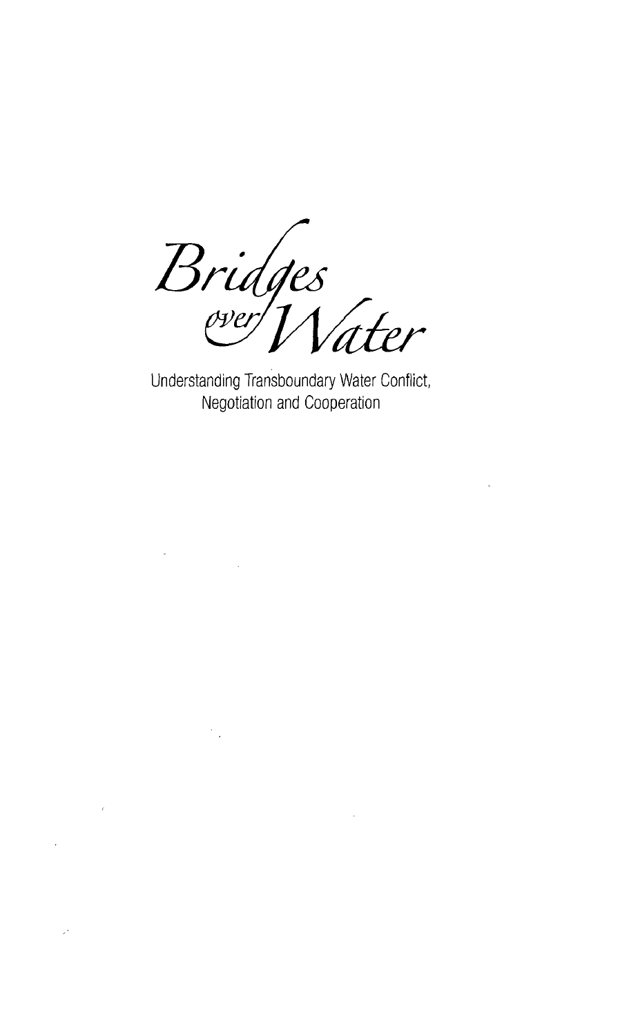# *Bridges over Water*

Understanding Transboundary Water Conflict, Negotiation and Cooperation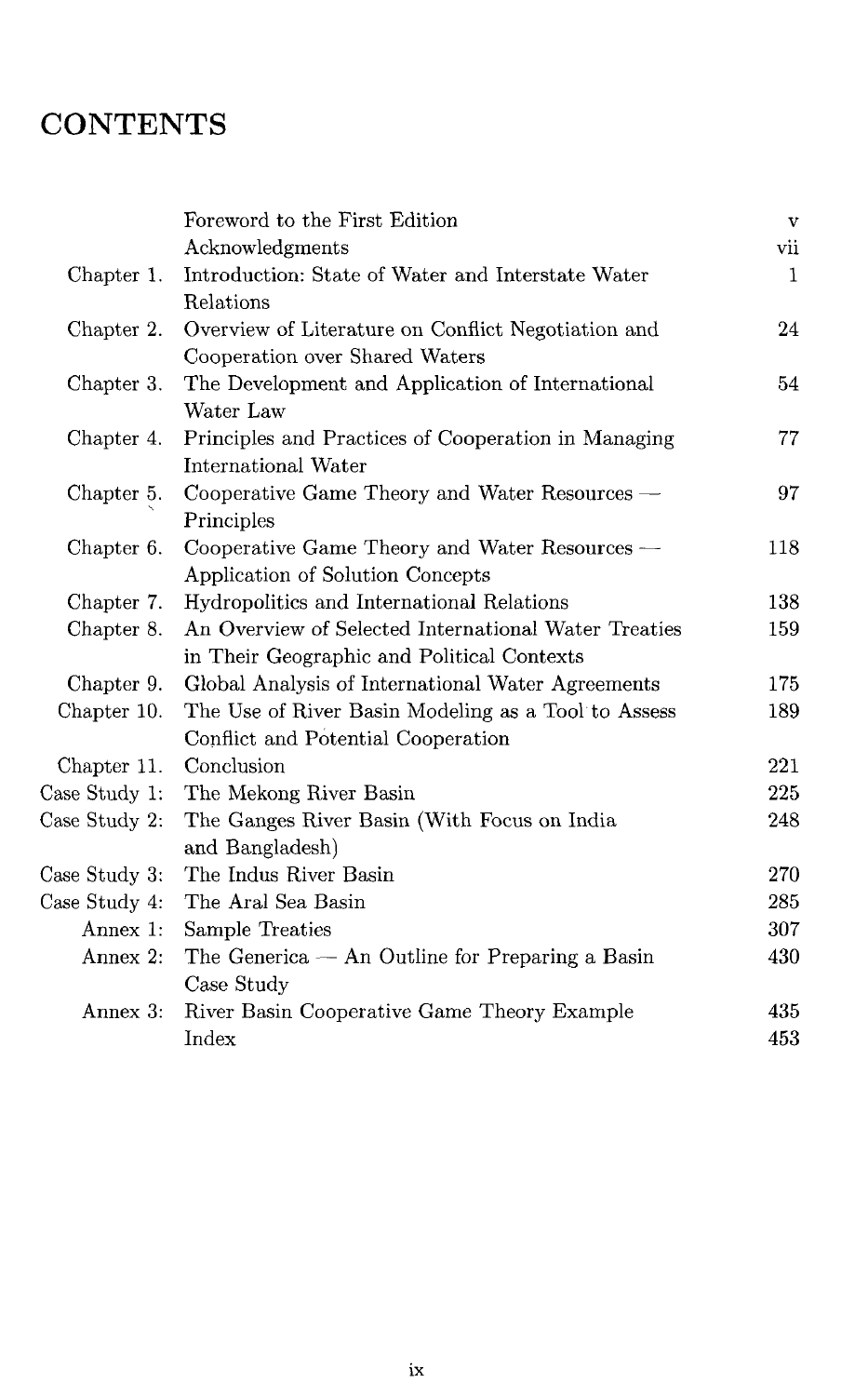# CONTENTS

| | | |
|---|---|---|
| | Foreword to the First Edition | v |
| | Acknowledgments | vii |
| Chapter 1. | Introduction: State of Water and Interstate Water Relations | 1 |
| Chapter 2. | Overview of Literature on Conflict Negotiation and Cooperation over Shared Waters | 24 |
| Chapter 3. | The Development and Application of International Water Law | 54 |
| Chapter 4. | Principles and Practices of Cooperation in Managing International Water | 77 |
| Chapter 5. | Cooperative Game Theory and Water Resources — Principles | 97 |
| Chapter 6. | Cooperative Game Theory and Water Resources — Application of Solution Concepts | 118 |
| Chapter 7. | Hydropolitics and International Relations | 138 |
| Chapter 8. | An Overview of Selected International Water Treaties in Their Geographic and Political Contexts | 159 |
| Chapter 9. | Global Analysis of International Water Agreements | 175 |
| Chapter 10. | The Use of River Basin Modeling as a Tool to Assess Conflict and Potential Cooperation | 189 |
| Chapter 11. | Conclusion | 221 |
| Case Study 1: | The Mekong River Basin | 225 |
| Case Study 2: | The Ganges River Basin (With Focus on India and Bangladesh) | 248 |
| Case Study 3: | The Indus River Basin | 270 |
| Case Study 4: | The Aral Sea Basin | 285 |
| Annex 1: | Sample Treaties | 307 |
| Annex 2: | The Generica — An Outline for Preparing a Basin Case Study | 430 |
| Annex 3: | River Basin Cooperative Game Theory Example | 435 |
| | Index | 453 |